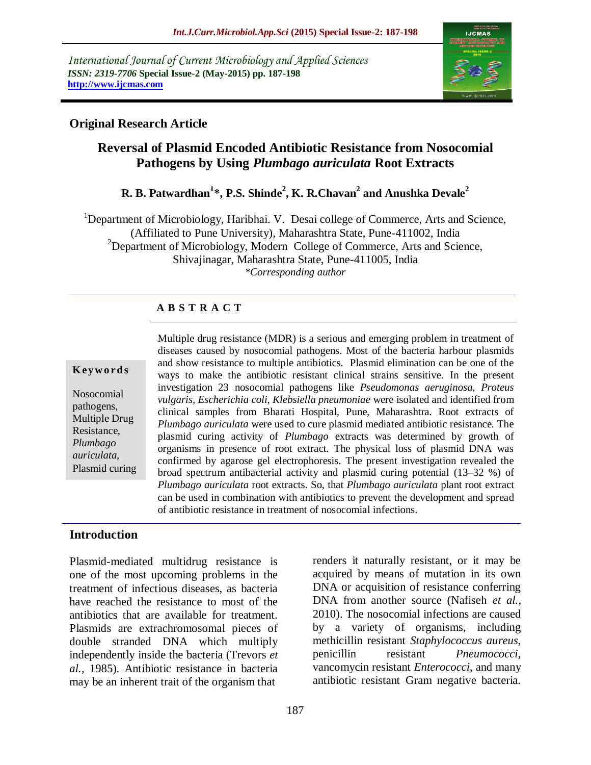International Journal of Current Microbiology and Applied Sciences
*ISSN: 2319-7706* **Special Issue-2 (May-2015) pp. 187-198**
**http://www.ijcmas.com**

**Original Research Article**

# Reversal of Plasmid Encoded Antibiotic Resistance from Nosocomial Pathogens by Using *Plumbago auriculata* Root Extracts

**R. B. Patwardhan[1]*, P.S. Shinde[2], K. R.Chavan[2] and Anushka Devale[2]**

[1]Department of Microbiology, Haribhai. V. Desai college of Commerce, Arts and Science, (Affiliated to Pune University), Maharashtra State, Pune-411002, India
[2]Department of Microbiology, Modern College of Commerce, Arts and Science, Shivajinagar, Maharashtra State, Pune-411005, India
*Corresponding author

**A B S T R A C T**

**Keywords**

Nosocomial pathogens, Multiple Drug Resistance, *Plumbago auriculata*, Plasmid curing

Multiple drug resistance (MDR) is a serious and emerging problem in treatment of diseases caused by nosocomial pathogens. Most of the bacteria harbour plasmids and show resistance to multiple antibiotics. Plasmid elimination can be one of the ways to make the antibiotic resistant clinical strains sensitive. In the present investigation 23 nosocomial pathogens like *Pseudomonas aeruginosa, Proteus vulgaris, Escherichia coli, Klebsiella pneumoniae* were isolated and identified from clinical samples from Bharati Hospital, Pune, Maharashtra. Root extracts of *Plumbago auriculata* were used to cure plasmid mediated antibiotic resistance. The plasmid curing activity of *Plumbago* extracts was determined by growth of organisms in presence of root extract. The physical loss of plasmid DNA was confirmed by agarose gel electrophoresis. The present investigation revealed the broad spectrum antibacterial activity and plasmid curing potential (13–32 %) of *Plumbago auriculata* root extracts. So, that *Plumbago auriculata* plant root extract can be used in combination with antibiotics to prevent the development and spread of antibiotic resistance in treatment of nosocomial infections.

## Introduction

Plasmid-mediated multidrug resistance is one of the most upcoming problems in the treatment of infectious diseases, as bacteria have reached the resistance to most of the antibiotics that are available for treatment. Plasmids are extrachromosomal pieces of double stranded DNA which multiply independently inside the bacteria (Trevors *et al.,* 1985). Antibiotic resistance in bacteria may be an inherent trait of the organism that renders it naturally resistant, or it may be acquired by means of mutation in its own DNA or acquisition of resistance conferring DNA from another source (Nafiseh *et al.,* 2010). The nosocomial infections are caused by a variety of organisms, including methicillin resistant *Staphylococcus aureus*, penicillin resistant *Pneumococci*, vancomycin resistant *Enterococci*, and many antibiotic resistant Gram negative bacteria.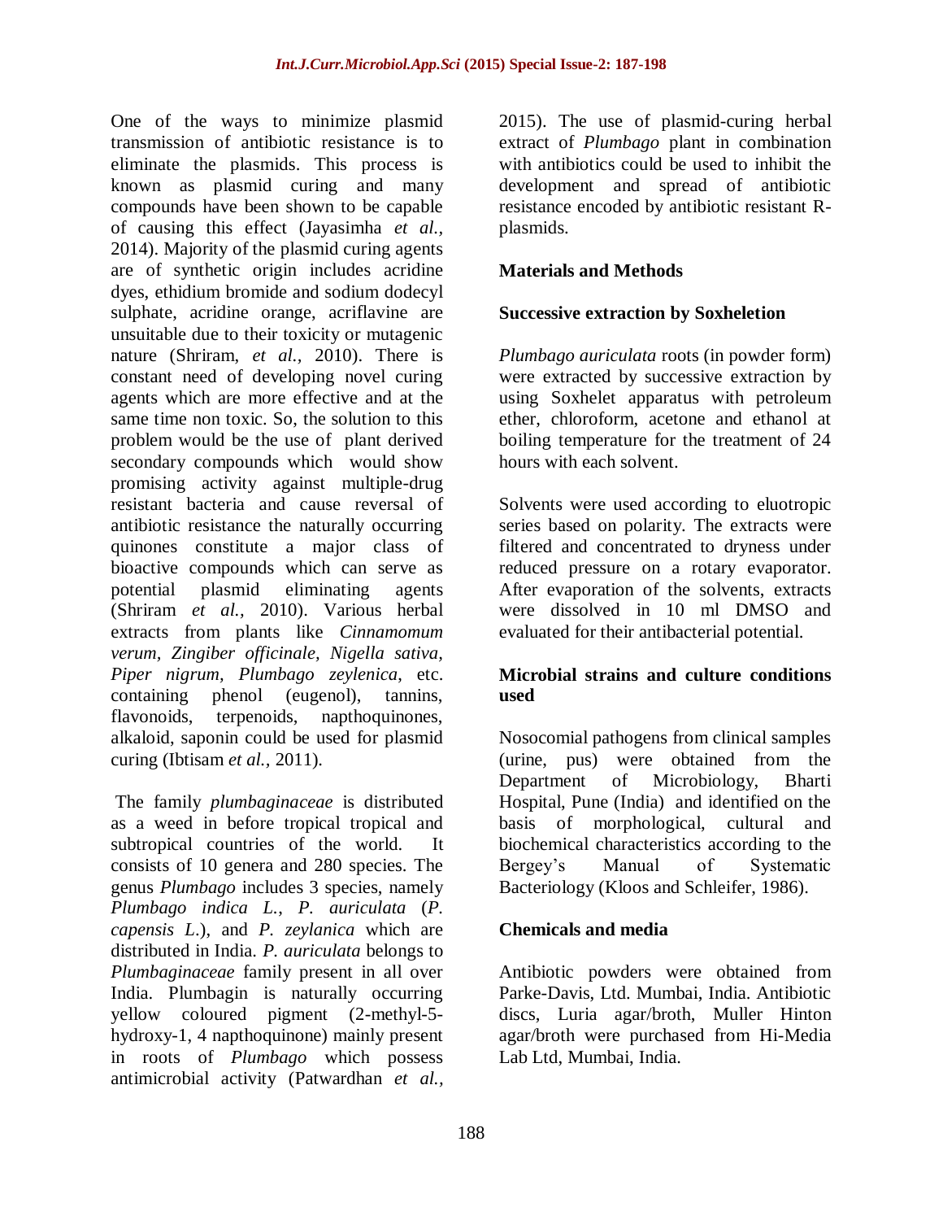One of the ways to minimize plasmid transmission of antibiotic resistance is to eliminate the plasmids. This process is known as plasmid curing and many compounds have been shown to be capable of causing this effect (Jayasimha *et al.*, 2014). Majority of the plasmid curing agents are of synthetic origin includes acridine dyes, ethidium bromide and sodium dodecyl sulphate, acridine orange, acriflavine are unsuitable due to their toxicity or mutagenic nature (Shriram, *et al.,* 2010). There is constant need of developing novel curing agents which are more effective and at the same time non toxic. So, the solution to this problem would be the use of plant derived secondary compounds which would show promising activity against multiple-drug resistant bacteria and cause reversal of antibiotic resistance the naturally occurring quinones constitute a major class of bioactive compounds which can serve as potential plasmid eliminating agents (Shriram *et al.,* 2010). Various herbal extracts from plants like *Cinnamomum verum, Zingiber officinale, Nigella sativa, Piper nigrum, Plumbago zeylenica*, etc. containing phenol (eugenol), tannins, flavonoids, terpenoids, napthoquinones, alkaloid, saponin could be used for plasmid curing (Ibtisam *et al.,* 2011).

The family *plumbaginaceae* is distributed as a weed in before tropical tropical and subtropical countries of the world. It consists of 10 genera and 280 species. The genus *Plumbago* includes 3 species, namely *Plumbago indica L.*, *P. auriculata* (*P. capensis L.*), and *P. zeylanica* which are distributed in India. *P. auriculata* belongs to *Plumbaginaceae* family present in all over India. Plumbagin is naturally occurring yellow coloured pigment (2-methyl-5-hydroxy-1, 4 napthoquinone) mainly present in roots of *Plumbago* which possess antimicrobial activity (Patwardhan *et al.,* 2015). The use of plasmid-curing herbal extract of *Plumbago* plant in combination with antibiotics could be used to inhibit the development and spread of antibiotic resistance encoded by antibiotic resistant R-plasmids.

## Materials and Methods

### Successive extraction by Soxheletion

*Plumbago auriculata* roots (in powder form) were extracted by successive extraction by using Soxhelet apparatus with petroleum ether, chloroform, acetone and ethanol at boiling temperature for the treatment of 24 hours with each solvent.

Solvents were used according to eluotropic series based on polarity. The extracts were filtered and concentrated to dryness under reduced pressure on a rotary evaporator. After evaporation of the solvents, extracts were dissolved in 10 ml DMSO and evaluated for their antibacterial potential.

### Microbial strains and culture conditions used

Nosocomial pathogens from clinical samples (urine, pus) were obtained from the Department of Microbiology, Bharti Hospital, Pune (India) and identified on the basis of morphological, cultural and biochemical characteristics according to the Bergey's Manual of Systematic Bacteriology (Kloos and Schleifer, 1986).

### Chemicals and media

Antibiotic powders were obtained from Parke-Davis, Ltd. Mumbai, India. Antibiotic discs, Luria agar/broth, Muller Hinton agar/broth were purchased from Hi-Media Lab Ltd, Mumbai, India.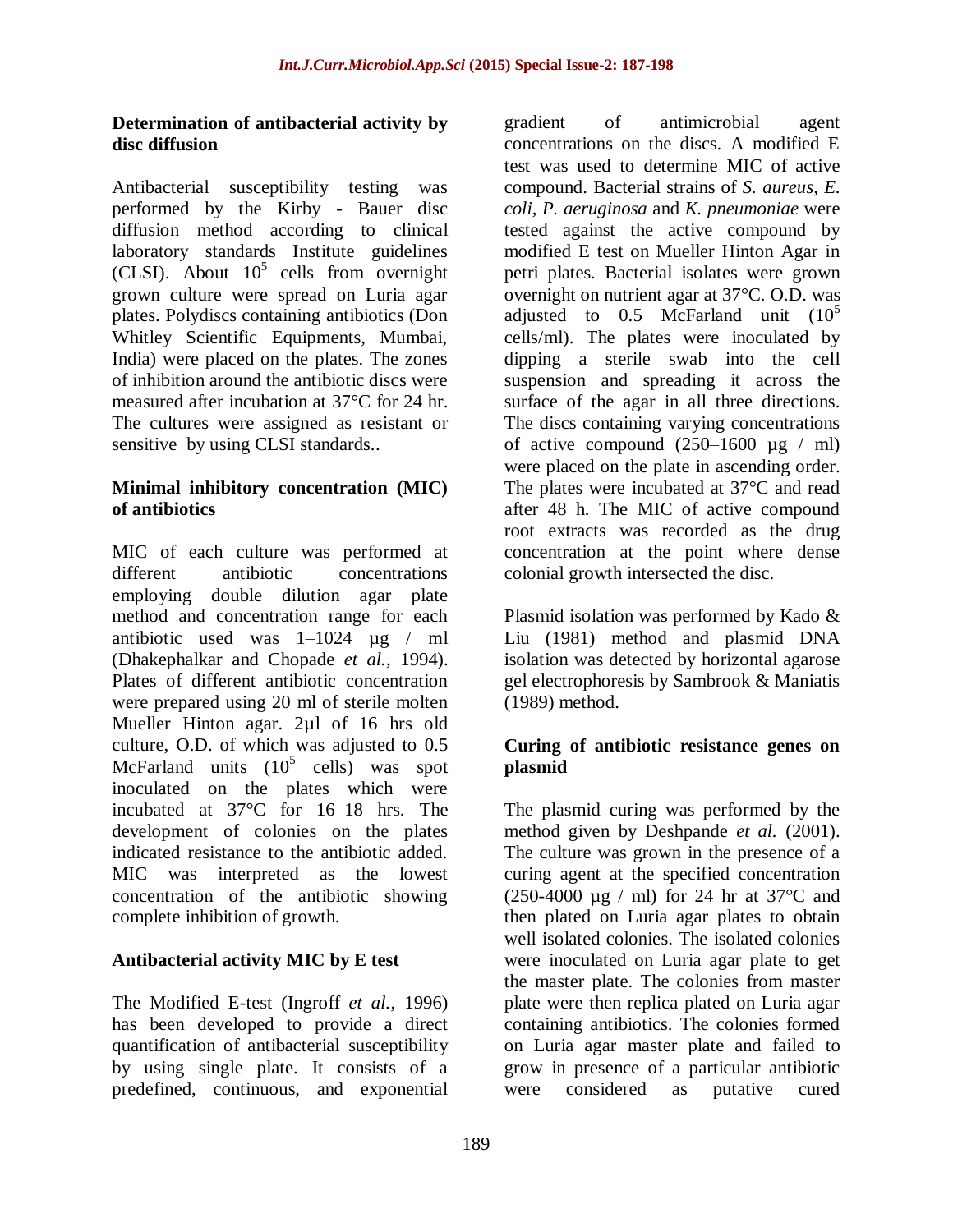### Determination of antibacterial activity by disc diffusion

Antibacterial susceptibility testing was performed by the Kirby - Bauer disc diffusion method according to clinical laboratory standards Institute guidelines (CLSI). About $10^5$ cells from overnight grown culture were spread on Luria agar plates. Polydiscs containing antibiotics (Don Whitley Scientific Equipments, Mumbai, India) were placed on the plates. The zones of inhibition around the antibiotic discs were measured after incubation at 37°C for 24 hr. The cultures were assigned as resistant or sensitive by using CLSI standards..

### Minimal inhibitory concentration (MIC) of antibiotics

MIC of each culture was performed at different antibiotic concentrations employing double dilution agar plate method and concentration range for each antibiotic used was 1–1024 µg / ml (Dhakephalkar and Chopade *et al.,* 1994). Plates of different antibiotic concentration were prepared using 20 ml of sterile molten Mueller Hinton agar. 2µl of 16 hrs old culture, O.D. of which was adjusted to 0.5 McFarland units ($10^5$ cells) was spot inoculated on the plates which were incubated at 37°C for 16–18 hrs. The development of colonies on the plates indicated resistance to the antibiotic added. MIC was interpreted as the lowest concentration of the antibiotic showing complete inhibition of growth.

### Antibacterial activity MIC by E test

The Modified E-test (Ingroff *et al.,* 1996) has been developed to provide a direct quantification of antibacterial susceptibility by using single plate. It consists of a predefined, continuous, and exponential gradient of antimicrobial agent concentrations on the discs. A modified E test was used to determine MIC of active compound. Bacterial strains of *S. aureus, E. coli, P. aeruginosa* and *K. pneumoniae* were tested against the active compound by modified E test on Mueller Hinton Agar in petri plates. Bacterial isolates were grown overnight on nutrient agar at 37°C. O.D. was adjusted to 0.5 McFarland unit ($10^5$ cells/ml). The plates were inoculated by dipping a sterile swab into the cell suspension and spreading it across the surface of the agar in all three directions. The discs containing varying concentrations of active compound (250–1600 µg / ml) were placed on the plate in ascending order. The plates were incubated at 37°C and read after 48 h. The MIC of active compound root extracts was recorded as the drug concentration at the point where dense colonial growth intersected the disc.

Plasmid isolation was performed by Kado & Liu (1981) method and plasmid DNA isolation was detected by horizontal agarose gel electrophoresis by Sambrook & Maniatis (1989) method.

### Curing of antibiotic resistance genes on plasmid

The plasmid curing was performed by the method given by Deshpande *et al.* (2001). The culture was grown in the presence of a curing agent at the specified concentration (250-4000 µg / ml) for 24 hr at 37°C and then plated on Luria agar plates to obtain well isolated colonies. The isolated colonies were inoculated on Luria agar plate to get the master plate. The colonies from master plate were then replica plated on Luria agar containing antibiotics. The colonies formed on Luria agar master plate and failed to grow in presence of a particular antibiotic were considered as putative cured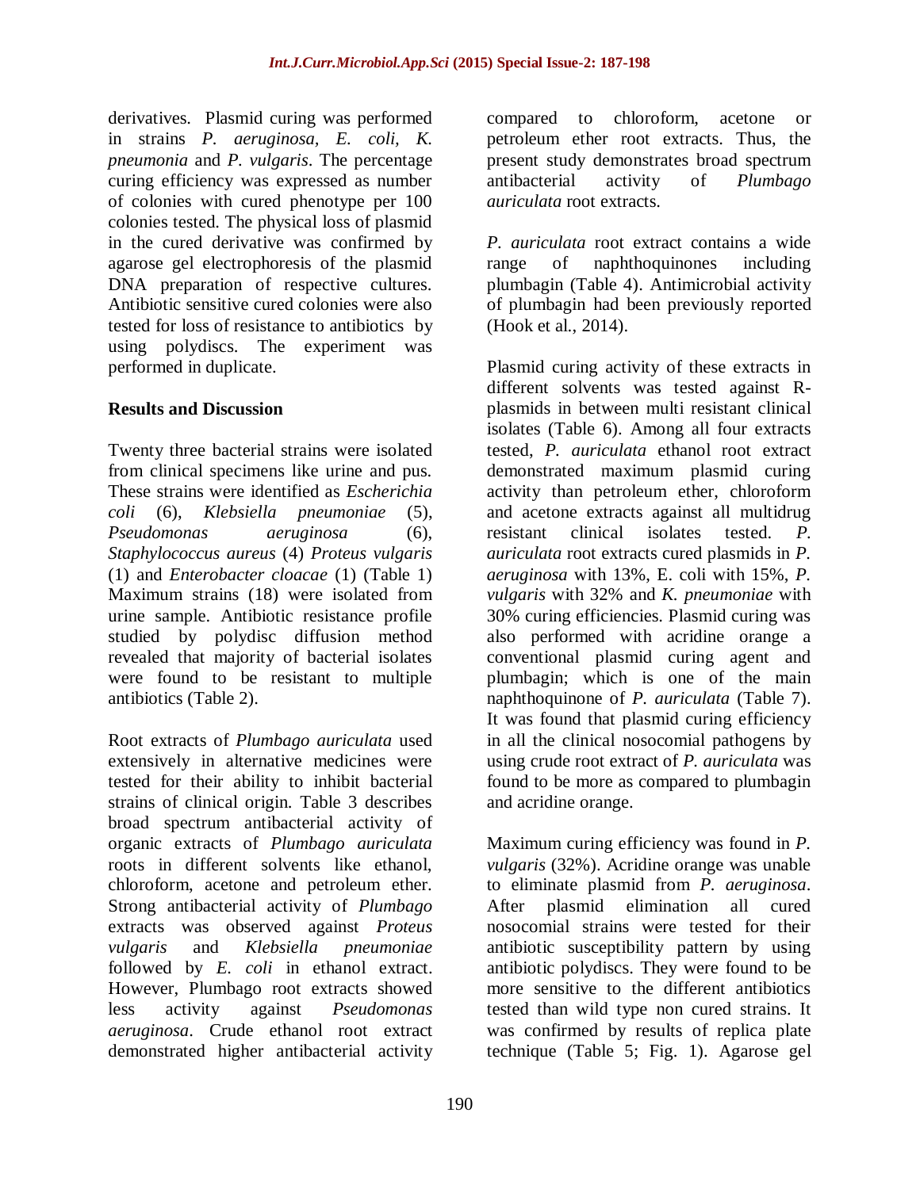derivatives. Plasmid curing was performed in strains *P. aeruginosa, E. coli, K. pneumonia* and *P. vulgaris*. The percentage curing efficiency was expressed as number of colonies with cured phenotype per 100 colonies tested. The physical loss of plasmid in the cured derivative was confirmed by agarose gel electrophoresis of the plasmid DNA preparation of respective cultures. Antibiotic sensitive cured colonies were also tested for loss of resistance to antibiotics by using polydiscs. The experiment was performed in duplicate.

## Results and Discussion

Twenty three bacterial strains were isolated from clinical specimens like urine and pus. These strains were identified as *Escherichia coli* (6), *Klebsiella pneumoniae* (5), *Pseudomonas aeruginosa* (6), *Staphylococcus aureus* (4) *Proteus vulgaris* (1) and *Enterobacter cloacae* (1) (Table 1) Maximum strains (18) were isolated from urine sample. Antibiotic resistance profile studied by polydisc diffusion method revealed that majority of bacterial isolates were found to be resistant to multiple antibiotics (Table 2).

Root extracts of *Plumbago auriculata* used extensively in alternative medicines were tested for their ability to inhibit bacterial strains of clinical origin. Table 3 describes broad spectrum antibacterial activity of organic extracts of *Plumbago auriculata* roots in different solvents like ethanol, chloroform, acetone and petroleum ether. Strong antibacterial activity of *Plumbago* extracts was observed against *Proteus vulgaris* and *Klebsiella pneumoniae* followed by *E. coli* in ethanol extract. However, Plumbago root extracts showed less activity against *Pseudomonas aeruginosa*. Crude ethanol root extract demonstrated higher antibacterial activity compared to chloroform, acetone or petroleum ether root extracts. Thus, the present study demonstrates broad spectrum antibacterial activity of *Plumbago auriculata* root extracts.

*P. auriculata* root extract contains a wide range of naphthoquinones including plumbagin (Table 4). Antimicrobial activity of plumbagin had been previously reported (Hook et al., 2014).

Plasmid curing activity of these extracts in different solvents was tested against R-plasmids in between multi resistant clinical isolates (Table 6). Among all four extracts tested, *P. auriculata* ethanol root extract demonstrated maximum plasmid curing activity than petroleum ether, chloroform and acetone extracts against all multidrug resistant clinical isolates tested. *P. auriculata* root extracts cured plasmids in *P. aeruginosa* with 13%, E. coli with 15%, *P. vulgaris* with 32% and *K. pneumoniae* with 30% curing efficiencies. Plasmid curing was also performed with acridine orange a conventional plasmid curing agent and plumbagin; which is one of the main naphthoquinone of *P. auriculata* (Table 7). It was found that plasmid curing efficiency in all the clinical nosocomial pathogens by using crude root extract of *P. auriculata* was found to be more as compared to plumbagin and acridine orange.

Maximum curing efficiency was found in *P. vulgaris* (32%). Acridine orange was unable to eliminate plasmid from *P. aeruginosa*. After plasmid elimination all cured nosocomial strains were tested for their antibiotic susceptibility pattern by using antibiotic polydiscs. They were found to be more sensitive to the different antibiotics tested than wild type non cured strains. It was confirmed by results of replica plate technique (Table 5; Fig. 1). Agarose gel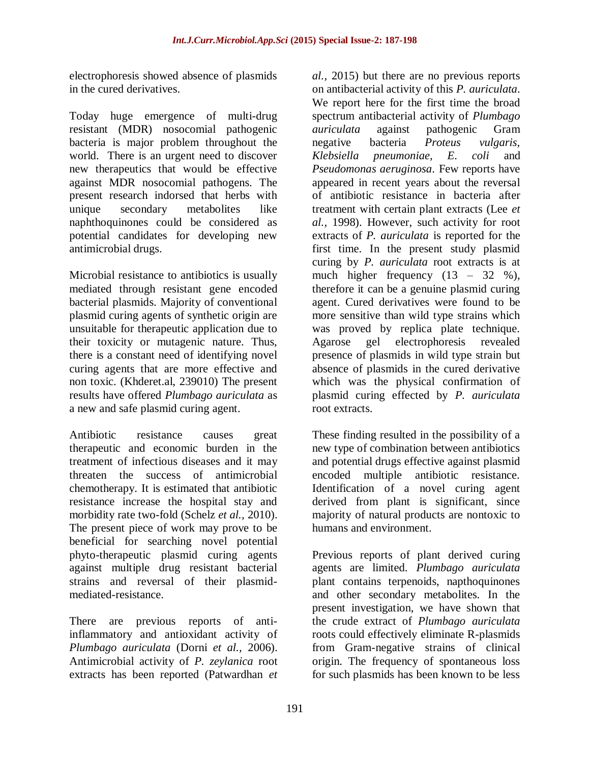electrophoresis showed absence of plasmids in the cured derivatives.

Today huge emergence of multi-drug resistant (MDR) nosocomial pathogenic bacteria is major problem throughout the world. There is an urgent need to discover new therapeutics that would be effective against MDR nosocomial pathogens. The present research indorsed that herbs with unique secondary metabolites like naphthoquinones could be considered as potential candidates for developing new antimicrobial drugs.

Microbial resistance to antibiotics is usually mediated through resistant gene encoded bacterial plasmids. Majority of conventional plasmid curing agents of synthetic origin are unsuitable for therapeutic application due to their toxicity or mutagenic nature. Thus, there is a constant need of identifying novel curing agents that are more effective and non toxic. (Khderet.al, 239010) The present results have offered *Plumbago auriculata* as a new and safe plasmid curing agent.

Antibiotic resistance causes great therapeutic and economic burden in the treatment of infectious diseases and it may threaten the success of antimicrobial chemotherapy. It is estimated that antibiotic resistance increase the hospital stay and morbidity rate two-fold (Schelz *et al.,* 2010). The present piece of work may prove to be beneficial for searching novel potential phyto-therapeutic plasmid curing agents against multiple drug resistant bacterial strains and reversal of their plasmid-mediated-resistance.

There are previous reports of anti-inflammatory and antioxidant activity of *Plumbago auriculata* (Dorni *et al.,* 2006). Antimicrobial activity of *P. zeylanica* root extracts has been reported (Patwardhan *et al.*, 2015) but there are no previous reports on antibacterial activity of this *P. auriculata*. We report here for the first time the broad spectrum antibacterial activity of *Plumbago auriculata* against pathogenic Gram negative bacteria *Proteus vulgaris, Klebsiella pneumoniae, E. coli* and *Pseudomonas aeruginosa*. Few reports have appeared in recent years about the reversal of antibiotic resistance in bacteria after treatment with certain plant extracts (Lee *et al.*, 1998). However, such activity for root extracts of *P. auriculata* is reported for the first time. In the present study plasmid curing by *P. auriculata* root extracts is at much higher frequency (13 – 32 %), therefore it can be a genuine plasmid curing agent. Cured derivatives were found to be more sensitive than wild type strains which was proved by replica plate technique. Agarose gel electrophoresis revealed presence of plasmids in wild type strain but absence of plasmids in the cured derivative which was the physical confirmation of plasmid curing effected by *P. auriculata* root extracts.

These finding resulted in the possibility of a new type of combination between antibiotics and potential drugs effective against plasmid encoded multiple antibiotic resistance. Identification of a novel curing agent derived from plant is significant, since majority of natural products are nontoxic to humans and environment.

Previous reports of plant derived curing agents are limited. *Plumbago auriculata* plant contains terpenoids, napthoquinones and other secondary metabolites. In the present investigation, we have shown that the crude extract of *Plumbago auriculata* roots could effectively eliminate R-plasmids from Gram-negative strains of clinical origin. The frequency of spontaneous loss for such plasmids has been known to be less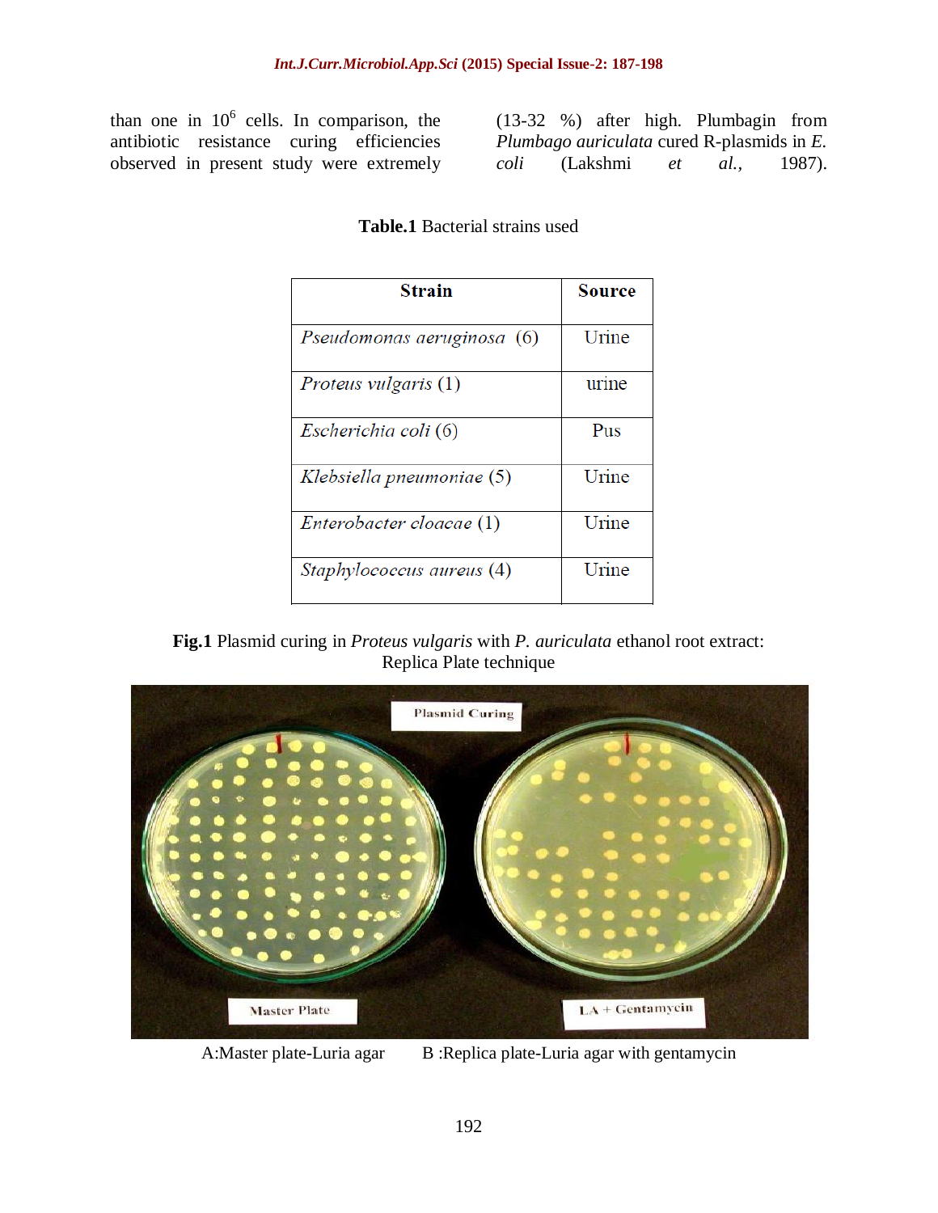than one in $10^6$ cells. In comparison, the antibiotic resistance curing efficiencies observed in present study were extremely (13-32 %) after high. Plumbagin from *Plumbago auriculata* cured R-plasmids in *E. coli* (Lakshmi *et al.,* 1987).

**Table.1** Bacterial strains used

| Strain | Source |
|---|---|
| *Pseudomonas aeruginosa* (6) | Urine |
| *Proteus vulgaris* (1) | urine |
| *Escherichia coli* (6) | Pus |
| *Klebsiella pneumoniae* (5) | Urine |
| *Enterobacter cloacae* (1) | Urine |
| *Staphylococcus aureus* (4) | Urine |

**Fig.1** Plasmid curing in *Proteus vulgaris* with *P. auriculata* ethanol root extract: Replica Plate technique

A:Master plate-Luria agar B :Replica plate-Luria agar with gentamycin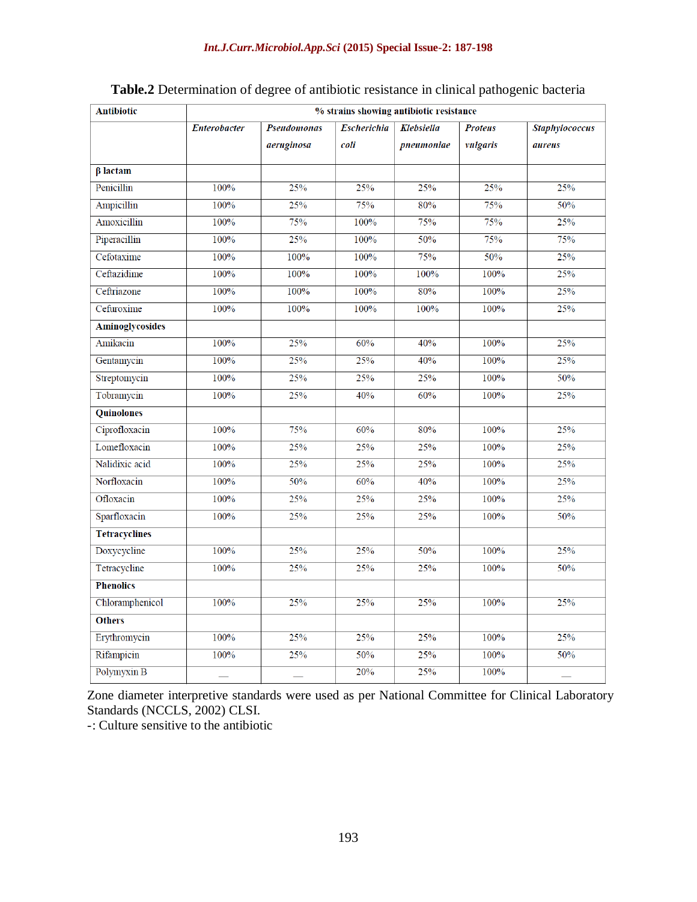**Table.2** Determination of degree of antibiotic resistance in clinical pathogenic bacteria

| Antibiotic | % strains showing antibiotic resistance | | | | | |
|---|---|---|---|---|---|---|
| | *Enterobacter* | *Pseudomonas aeruginosa* | *Escherichia coli* | *Klebsiella pneumoniae* | *Proteus vulgaris* | *Staphylococcus aureus* |
| **β lactam** | | | | | | |
| Penicillin | 100% | 25% | 25% | 25% | 25% | 25% |
| Ampicillin | 100% | 25% | 75% | 80% | 75% | 50% |
| Amoxicillin | 100% | 75% | 100% | 75% | 75% | 25% |
| Piperacillin | 100% | 25% | 100% | 50% | 75% | 75% |
| Cefotaxime | 100% | 100% | 100% | 75% | 50% | 25% |
| Ceftazidime | 100% | 100% | 100% | 100% | 100% | 25% |
| Ceftriazone | 100% | 100% | 100% | 80% | 100% | 25% |
| Cefuroxime | 100% | 100% | 100% | 100% | 100% | 25% |
| **Aminoglycosides** | | | | | | |
| Amikacin | 100% | 25% | 60% | 40% | 100% | 25% |
| Gentamycin | 100% | 25% | 25% | 40% | 100% | 25% |
| Streptomycin | 100% | 25% | 25% | 25% | 100% | 50% |
| Tobramycin | 100% | 25% | 40% | 60% | 100% | 25% |
| **Quinolones** | | | | | | |
| Ciprofloxacin | 100% | 75% | 60% | 80% | 100% | 25% |
| Lomefloxacin | 100% | 25% | 25% | 25% | 100% | 25% |
| Nalidixic acid | 100% | 25% | 25% | 25% | 100% | 25% |
| Norfloxacin | 100% | 50% | 60% | 40% | 100% | 25% |
| Ofloxacin | 100% | 25% | 25% | 25% | 100% | 25% |
| Sparfloxacin | 100% | 25% | 25% | 25% | 100% | 50% |
| **Tetracyclines** | | | | | | |
| Doxycycline | 100% | 25% | 25% | 50% | 100% | 25% |
| Tetracycline | 100% | 25% | 25% | 25% | 100% | 50% |
| **Phenolics** | | | | | | |
| Chloramphenicol | 100% | 25% | 25% | 25% | 100% | 25% |
| **Others** | | | | | | |
| Erythromycin | 100% | 25% | 25% | 25% | 100% | 25% |
| Rifampicin | 100% | 25% | 50% | 25% | 100% | 50% |
| Polymyxin B | — | — | 20% | 25% | 100% | — |

Zone diameter interpretive standards were used as per National Committee for Clinical Laboratory Standards (NCCLS, 2002) CLSI.

-: Culture sensitive to the antibiotic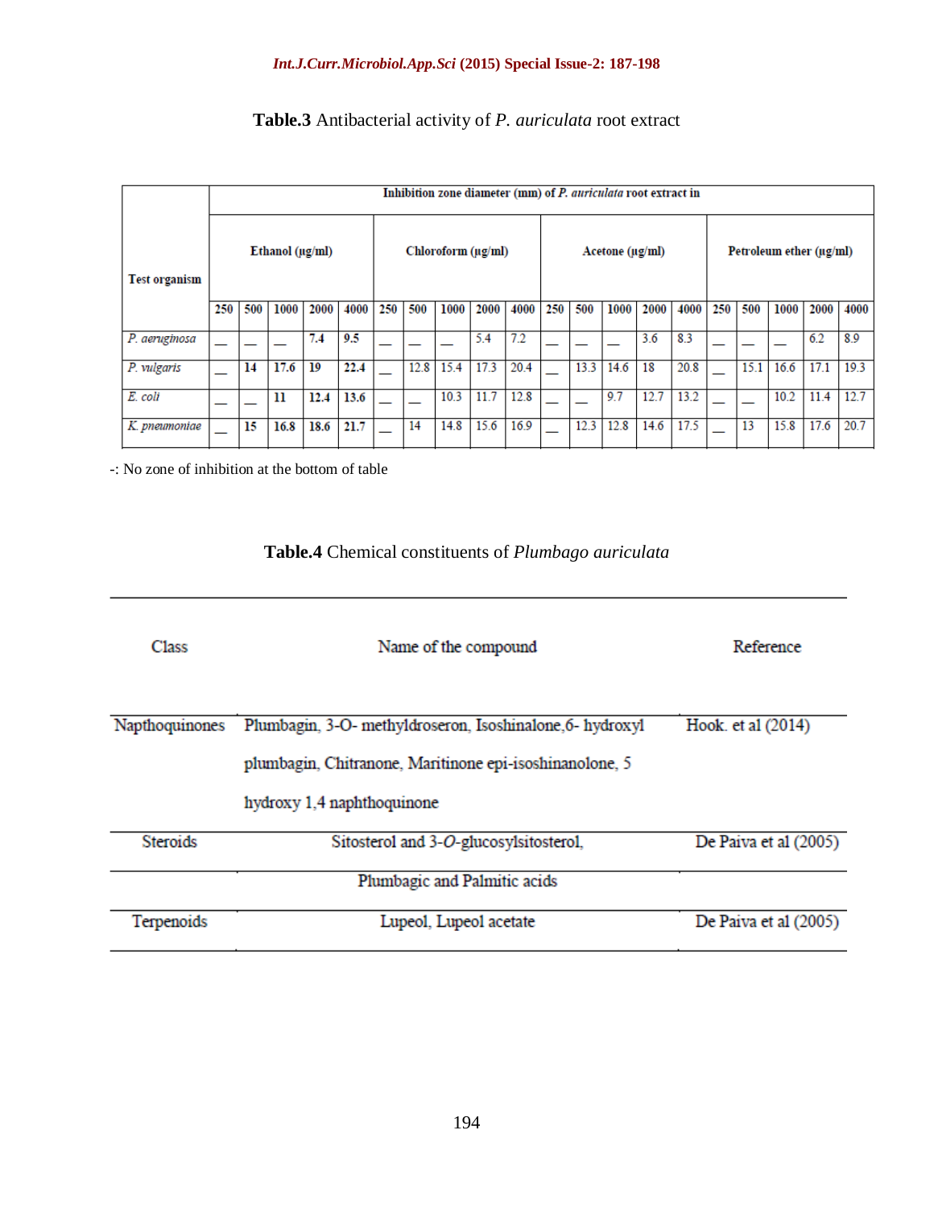**Table.3** Antibacterial activity of *P. auriculata* root extract

| Test organism | Inhibition zone diameter (mm) of *P. auriculata* root extract in | | | | | | | | | | | | | | | | | | | |
|---|---|---|---|---|---|---|---|---|---|---|---|---|---|---|---|---|---|---|---|---|
| | Ethanol (µg/ml) | | | | | Chloroform (µg/ml) | | | | | Acetone (µg/ml) | | | | | Petroleum ether (µg/ml) | | | | |
| | 250 | 500 | 1000 | 2000 | 4000 | 250 | 500 | 1000 | 2000 | 4000 | 250 | 500 | 1000 | 2000 | 4000 | 250 | 500 | 1000 | 2000 | 4000 |
| *P. aeruginosa* | — | — | — | 7.4 | 9.5 | — | — | — | 5.4 | 7.2 | — | — | — | 3.6 | 8.3 | — | — | — | 6.2 | 8.9 |
| *P. vulgaris* | — | 14 | 17.6 | 19 | 22.4 | — | 12.8 | 15.4 | 17.3 | 20.4 | — | 13.3 | 14.6 | 18 | 20.8 | — | 15.1 | 16.6 | 17.1 | 19.3 |
| *E. coli* | — | — | 11 | 12.4 | 13.6 | — | — | 10.3 | 11.7 | 12.8 | — | — | 9.7 | 12.7 | 13.2 | — | — | 10.2 | 11.4 | 12.7 |
| *K. pneumoniae* | — | 15 | 16.8 | 18.6 | 21.7 | — | 14 | 14.8 | 15.6 | 16.9 | — | 12.3 | 12.8 | 14.6 | 17.5 | — | 13 | 15.8 | 17.6 | 20.7 |

-: No zone of inhibition at the bottom of table

**Table.4** Chemical constituents of *Plumbago auriculata*

| Class | Name of the compound | Reference |
|---|---|---|
| Napthoquinones | Plumbagin, 3-O- methyldroseron, Isoshinalone,6- hydroxyl plumbagin, Chitranone, Maritinone epi-isoshinanolone, 5 hydroxy 1,4 naphthoquinone | Hook. et al (2014) |
| Steroids | Sitosterol and 3-*O*-glucosylsitosterol, | De Paiva et al (2005) |
| | Plumbagic and Palmitic acids | |
| Terpenoids | Lupeol, Lupeol acetate | De Paiva et al (2005) |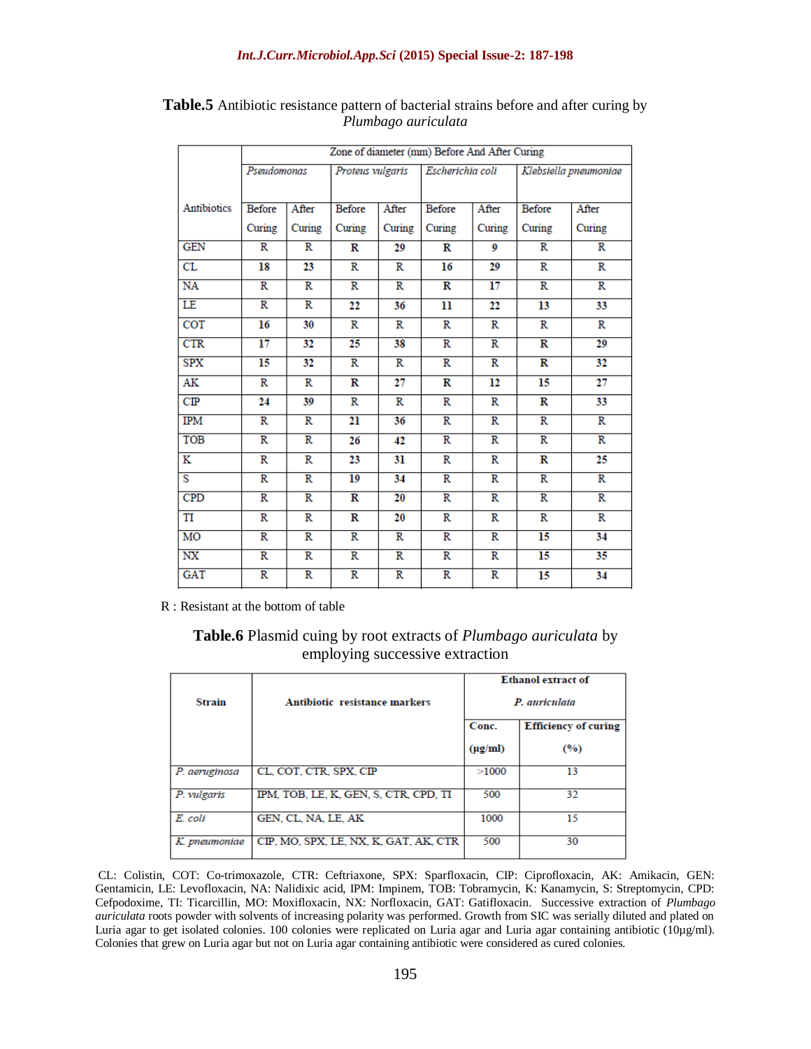**Table.5** Antibiotic resistance pattern of bacterial strains before and after curing by *Plumbago auriculata*

| Antibiotics | Zone of diameter (mm) Before And After Curing | | | | | | | |
|---|---|---|---|---|---|---|---|---|
| | *Pseudomonas* | | *Proteus vulgaris* | | *Escherichia coli* | | *Klebsiella pneumoniae* | |
| | Before Curing | After Curing | Before Curing | After Curing | Before Curing | After Curing | Before Curing | After Curing |
| GEN | R | R | R | 29 | R | 9 | R | R |
| CL | 18 | 23 | R | R | 16 | 29 | R | R |
| NA | R | R | R | R | R | 17 | R | R |
| LE | R | R | 22 | 36 | 11 | 22 | 13 | 33 |
| COT | 16 | 30 | R | R | R | R | R | R |
| CTR | 17 | 32 | 25 | 38 | R | R | R | 29 |
| SPX | 15 | 32 | R | R | R | R | R | 32 |
| AK | R | R | R | 27 | R | 12 | 15 | 27 |
| CIP | 24 | 39 | R | R | R | R | R | 33 |
| IPM | R | R | 21 | 36 | R | R | R | R |
| TOB | R | R | 26 | 42 | R | R | R | R |
| K | R | R | 23 | 31 | R | R | R | 25 |
| S | R | R | 19 | 34 | R | R | R | R |
| CPD | R | R | R | 20 | R | R | R | R |
| TI | R | R | R | 20 | R | R | R | R |
| MO | R | R | R | R | R | R | 15 | 34 |
| NX | R | R | R | R | R | R | 15 | 35 |
| GAT | R | R | R | R | R | R | 15 | 34 |

R : Resistant at the bottom of table

**Table.6** Plasmid cuing by root extracts of *Plumbago auriculata* by employing successive extraction

| Strain | Antibiotic resistance markers | Ethanol extract of *P. auriculata* | |
|---|---|---|---|
| | | Conc. (µg/ml) | Efficiency of curing (%) |
| *P. aeruginosa* | CL, COT, CTR, SPX, CIP | >1000 | 13 |
| *P. vulgaris* | IPM, TOB, LE, K, GEN, S, CTR, CPD, TI | 500 | 32 |
| *E. coli* | GEN, CL, NA, LE, AK | 1000 | 15 |
| *K. pneumoniae* | CIP, MO, SPX, LE, NX, K, GAT, AK, CTR | 500 | 30 |

CL: Colistin, COT: Co-trimoxazole, CTR: Ceftriaxone, SPX: Sparfloxacin, CIP: Ciprofloxacin, AK: Amikacin, GEN: Gentamicin, LE: Levofloxacin, NA: Nalidixic acid, IPM: Impinem, TOB: Tobramycin, K: Kanamycin, S: Streptomycin, CPD: Cefpodoxime, TI: Ticarcillin, MO: Moxifloxacin, NX: Norfloxacin, GAT: Gatifloxacin. Successive extraction of *Plumbago auriculata* roots powder with solvents of increasing polarity was performed. Growth from SIC was serially diluted and plated on Luria agar to get isolated colonies. 100 colonies were replicated on Luria agar and Luria agar containing antibiotic (10µg/ml). Colonies that grew on Luria agar but not on Luria agar containing antibiotic were considered as cured colonies.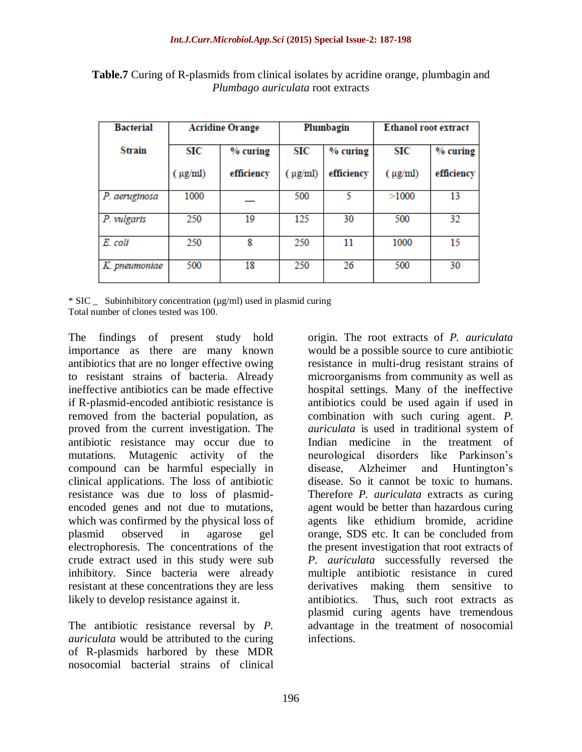**Table.7** Curing of R-plasmids from clinical isolates by acridine orange, plumbagin and *Plumbago auriculata* root extracts

| Bacterial Strain | Acridine Orange | | Plumbagin | | Ethanol root extract | |
|---|---|---|---|---|---|---|
| | SIC (µg/ml) | % curing efficiency | SIC (µg/ml) | % curing efficiency | SIC (µg/ml) | % curing efficiency |
| *P. aeruginosa* | 1000 | _ | 500 | 5 | >1000 | 13 |
| *P. vulgaris* | 250 | 19 | 125 | 30 | 500 | 32 |
| *E. coli* | 250 | 8 | 250 | 11 | 1000 | 15 |
| *K. pneumoniae* | 500 | 18 | 250 | 26 | 500 | 30 |

\* SIC _ Subinhibitory concentration (µg/ml) used in plasmid curing
Total number of clones tested was 100.

The findings of present study hold importance as there are many known antibiotics that are no longer effective owing to resistant strains of bacteria. Already ineffective antibiotics can be made effective if R-plasmid-encoded antibiotic resistance is removed from the bacterial population, as proved from the current investigation. The antibiotic resistance may occur due to mutations. Mutagenic activity of the compound can be harmful especially in clinical applications. The loss of antibiotic resistance was due to loss of plasmid-encoded genes and not due to mutations, which was confirmed by the physical loss of plasmid observed in agarose gel electrophoresis. The concentrations of the crude extract used in this study were sub inhibitory. Since bacteria were already resistant at these concentrations they are less likely to develop resistance against it.

The antibiotic resistance reversal by *P. auriculata* would be attributed to the curing of R-plasmids harbored by these MDR nosocomial bacterial strains of clinical origin. The root extracts of *P. auriculata* would be a possible source to cure antibiotic resistance in multi-drug resistant strains of microorganisms from community as well as hospital settings. Many of the ineffective antibiotics could be used again if used in combination with such curing agent. *P. auriculata* is used in traditional system of Indian medicine in the treatment of neurological disorders like Parkinson's disease, Alzheimer and Huntington's disease. So it cannot be toxic to humans. Therefore *P. auriculata* extracts as curing agent would be better than hazardous curing agents like ethidium bromide, acridine orange, SDS etc. It can be concluded from the present investigation that root extracts of *P. auriculata* successfully reversed the multiple antibiotic resistance in cured derivatives making them sensitive to antibiotics. Thus, such root extracts as plasmid curing agents have tremendous advantage in the treatment of nosocomial infections.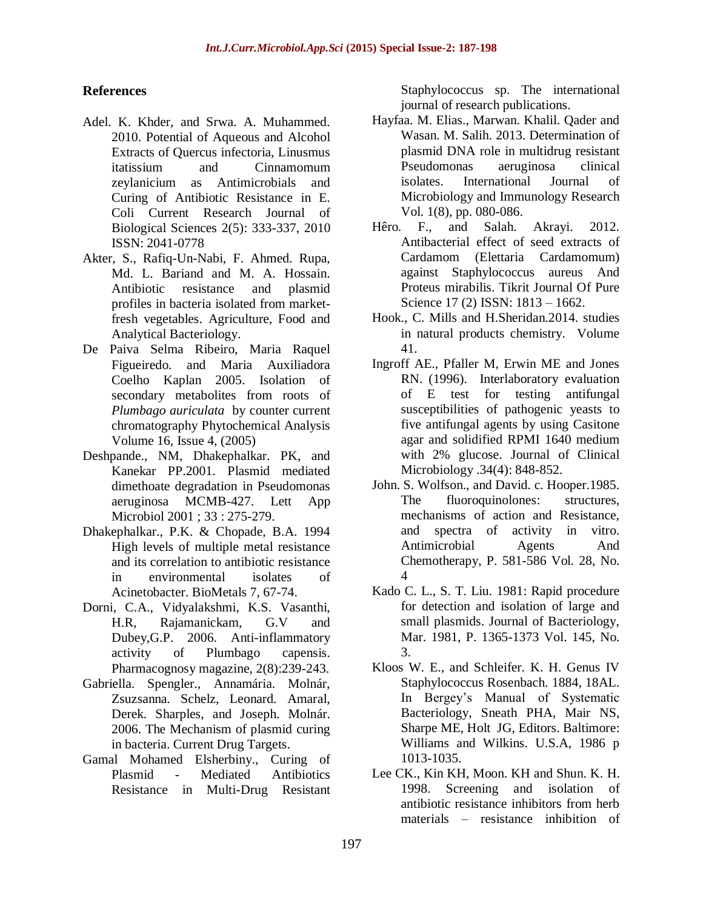## References

Adel. K. Khder, and Srwa. A. Muhammed. 2010. Potential of Aqueous and Alcohol Extracts of Quercus infectoria, Linusmus itatissium and Cinnamomum zeylanicium as Antimicrobials and Curing of Antibiotic Resistance in E. Coli Current Research Journal of Biological Sciences 2(5): 333-337, 2010 ISSN: 2041-0778

Akter, S., Rafiq-Un-Nabi, F. Ahmed. Rupa, Md. L. Bariand and M. A. Hossain. Antibiotic resistance and plasmid profiles in bacteria isolated from market-fresh vegetables. Agriculture, Food and Analytical Bacteriology.

De Paiva Selma Ribeiro, Maria Raquel Figueiredo. and Maria Auxiliadora Coelho Kaplan 2005. Isolation of secondary metabolites from roots of *Plumbago auriculata* by counter current chromatography Phytochemical Analysis Volume 16, Issue 4, (2005)

Deshpande., NM, Dhakephalkar. PK, and Kanekar PP.2001. Plasmid mediated dimethoate degradation in Pseudomonas aeruginosa MCMB-427. Lett App Microbiol 2001 ; 33 : 275-279.

Dhakephalkar., P.K. & Chopade, B.A. 1994 High levels of multiple metal resistance and its correlation to antibiotic resistance in environmental isolates of Acinetobacter. BioMetals 7, 67-74.

Dorni, C.A., Vidyalakshmi, K.S. Vasanthi, H.R, Rajamanickam, G.V and Dubey,G.P. 2006. Anti-inflammatory activity of Plumbago capensis. Pharmacognosy magazine, 2(8):239-243.

Gabriella. Spengler., Annamária. Molnár, Zsuzsanna. Schelz, Leonard. Amaral, Derek. Sharples, and Joseph. Molnár. 2006. The Mechanism of plasmid curing in bacteria. Current Drug Targets.

Gamal Mohamed Elsherbiny., Curing of Plasmid - Mediated Antibiotics Resistance in Multi-Drug Resistant Staphylococcus sp. The international journal of research publications.

Hayfaa. M. Elias., Marwan. Khalil. Qader and Wasan. M. Salih. 2013. Determination of plasmid DNA role in multidrug resistant Pseudomonas aeruginosa clinical isolates. International Journal of Microbiology and Immunology Research Vol. 1(8), pp. 080-086.

Hêro. F., and Salah. Akrayi. 2012. Antibacterial effect of seed extracts of Cardamom (Elettaria Cardamomum) against Staphylococcus aureus And Proteus mirabilis. Tikrit Journal Of Pure Science 17 (2) ISSN: 1813 – 1662.

Hook., C. Mills and H.Sheridan.2014. studies in natural products chemistry. Volume 41.

Ingroff AE., Pfaller M, Erwin ME and Jones RN. (1996). Interlaboratory evaluation of E test for testing antifungal susceptibilities of pathogenic yeasts to five antifungal agents by using Casitone agar and solidified RPMI 1640 medium with 2% glucose. Journal of Clinical Microbiology .34(4): 848-852.

John. S. Wolfson., and David. c. Hooper.1985. The fluoroquinolones: structures, mechanisms of action and Resistance, and spectra of activity in vitro. Antimicrobial Agents And Chemotherapy, P. 581-586 Vol. 28, No. 4

Kado C. L., S. T. Liu. 1981: Rapid procedure for detection and isolation of large and small plasmids. Journal of Bacteriology, Mar. 1981, P. 1365-1373 Vol. 145, No. 3.

Kloos W. E., and Schleifer. K. H. Genus IV Staphylococcus Rosenbach. 1884, 18AL. In Bergey's Manual of Systematic Bacteriology, Sneath PHA, Mair NS, Sharpe ME, Holt JG, Editors. Baltimore: Williams and Wilkins. U.S.A, 1986 p 1013-1035.

Lee CK., Kin KH, Moon. KH and Shun. K. H. 1998. Screening and isolation of antibiotic resistance inhibitors from herb materials – resistance inhibition of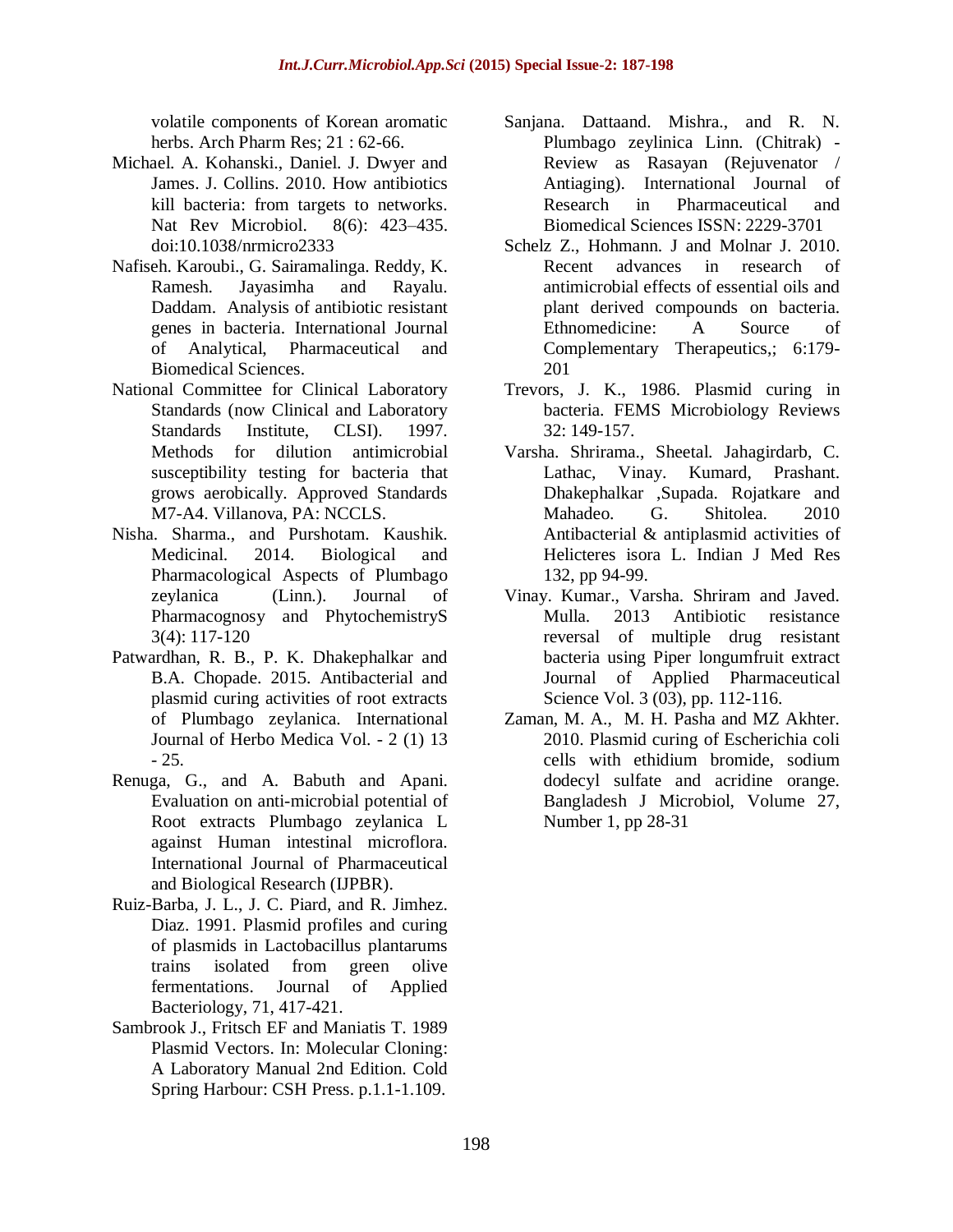volatile components of Korean aromatic herbs. Arch Pharm Res; 21 : 62-66.

Michael. A. Kohanski., Daniel. J. Dwyer and James. J. Collins. 2010. How antibiotics kill bacteria: from targets to networks. Nat Rev Microbiol. 8(6): 423–435. doi:10.1038/nrmicro2333

Nafiseh. Karoubi., G. Sairamalinga. Reddy, K. Ramesh. Jayasimha and Rayalu. Daddam. Analysis of antibiotic resistant genes in bacteria. International Journal of Analytical, Pharmaceutical and Biomedical Sciences.

National Committee for Clinical Laboratory Standards (now Clinical and Laboratory Standards Institute, CLSI). 1997. Methods for dilution antimicrobial susceptibility testing for bacteria that grows aerobically. Approved Standards M7-A4. Villanova, PA: NCCLS.

Nisha. Sharma., and Purshotam. Kaushik. Medicinal. 2014. Biological and Pharmacological Aspects of Plumbago zeylanica (Linn.). Journal of Pharmacognosy and PhytochemistryS 3(4): 117-120

Patwardhan, R. B., P. K. Dhakephalkar and B.A. Chopade. 2015. Antibacterial and plasmid curing activities of root extracts of Plumbago zeylanica. International Journal of Herbo Medica Vol. - 2 (1) 13 - 25.

Renuga, G., and A. Babuth and Apani. Evaluation on anti-microbial potential of Root extracts Plumbago zeylanica L against Human intestinal microflora. International Journal of Pharmaceutical and Biological Research (IJPBR).

Ruiz-Barba, J. L., J. C. Piard, and R. Jimhez. Diaz. 1991. Plasmid profiles and curing of plasmids in Lactobacillus plantarums trains isolated from green olive fermentations. Journal of Applied Bacteriology, 71, 417-421.

Sambrook J., Fritsch EF and Maniatis T. 1989 Plasmid Vectors. In: Molecular Cloning: A Laboratory Manual 2nd Edition. Cold Spring Harbour: CSH Press. p.1.1-1.109.

Sanjana. Dattaand. Mishra., and R. N. Plumbago zeylinica Linn. (Chitrak) - Review as Rasayan (Rejuvenator / Antiaging). International Journal of Research in Pharmaceutical and Biomedical Sciences ISSN: 2229-3701

Schelz Z., Hohmann. J and Molnar J. 2010. Recent advances in research of antimicrobial effects of essential oils and plant derived compounds on bacteria. Ethnomedicine: A Source of Complementary Therapeutics,; 6:179-201

Trevors, J. K., 1986. Plasmid curing in bacteria. FEMS Microbiology Reviews 32: 149-157.

Varsha. Shrirama., Sheetal. Jahagirdarb, C. Lathac, Vinay. Kumard, Prashant. Dhakephalkar ,Supada. Rojatkare and Mahadeo. G. Shitolea. 2010 Antibacterial & antiplasmid activities of Helicteres isora L. Indian J Med Res 132, pp 94-99.

Vinay. Kumar., Varsha. Shriram and Javed. Mulla. 2013 Antibiotic resistance reversal of multiple drug resistant bacteria using Piper longumfruit extract Journal of Applied Pharmaceutical Science Vol. 3 (03), pp. 112-116.

Zaman, M. A., M. H. Pasha and MZ Akhter. 2010. Plasmid curing of Escherichia coli cells with ethidium bromide, sodium dodecyl sulfate and acridine orange. Bangladesh J Microbiol, Volume 27, Number 1, pp 28-31